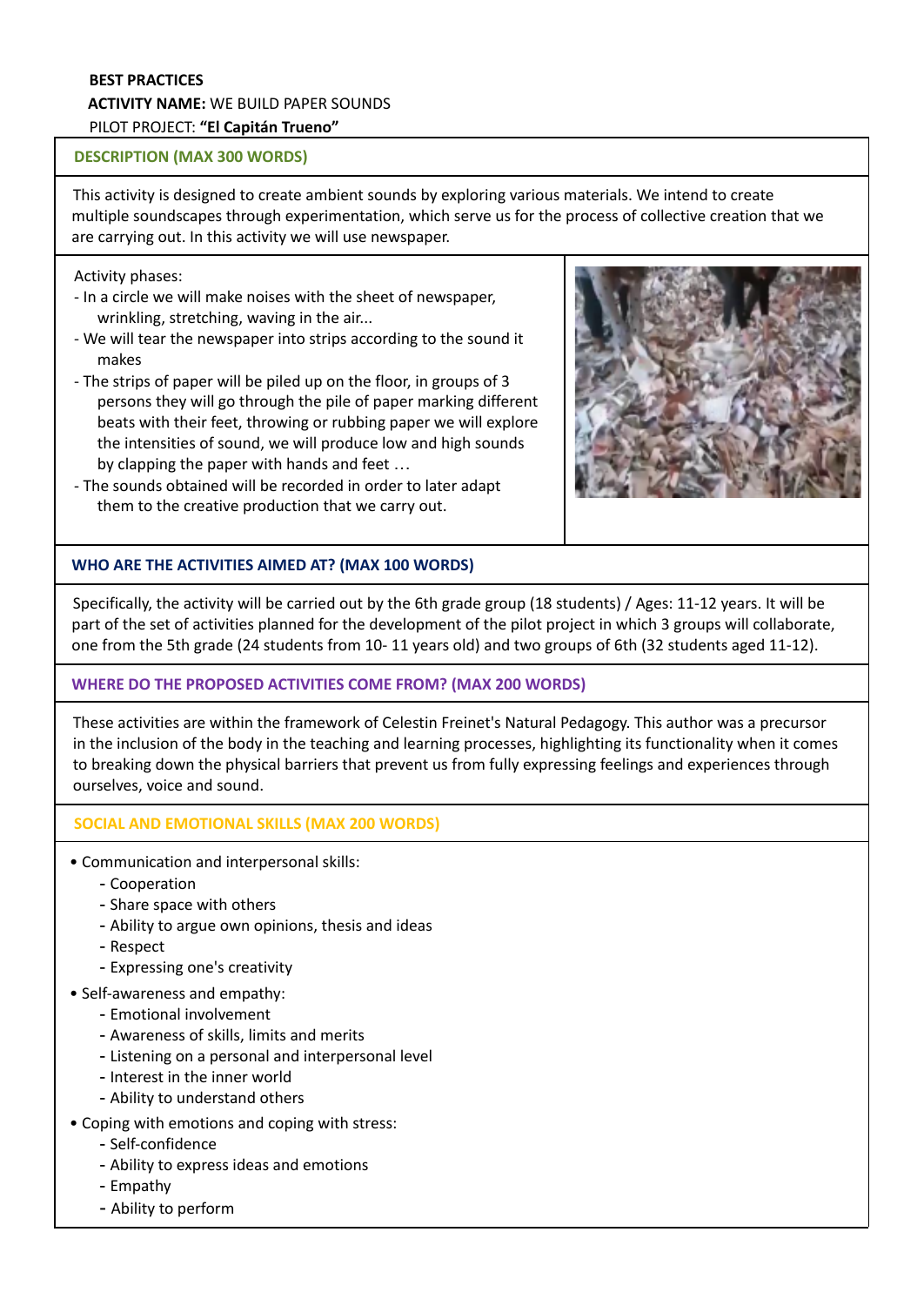**BEST PRACTICES**

**ACTIVITY NAME:** WE BUILD PAPER SOUNDS

PILOT PROJECT: **"El Capitán Trueno"**

## DESCRIPTION (MAX 300 WORDS)

This activity is designed to create ambient sounds by exploring various materials. We intend to create multiple soundscapes through experimentation, which serve us for the process of collective creation that we are carrying out. In this activity we will use newspaper.

Activity phases:

- In a circle we will make noises with the sheet of newspaper, wrinkling, stretching, waving in the air...
- We will tear the newspaper into strips according to the sound it makes
- The strips of paper will be piled up on the floor, in groups of 3 persons they will go through the pile of paper marking different beats with their feet, throwing or rubbing paper we will explore the intensities of sound, we will produce low and high sounds by clapping the paper with hands and feet …
- The sounds obtained will be recorded in order to later adapt them to the creative production that we carry out.

## WHO ARE THE ACTIVITIES AIMED AT? (MAX 100 WORDS)

Specifically, the activity will be carried out by the 6th grade group (18 students) / Ages: 11-12 years. It will be part of the set of activities planned for the development of the pilot project in which 3 groups will collaborate, one from the 5th grade (24 students from 10- 11 years old) and two groups of 6th (32 students aged 11-12).

## WHERE DO THE PROPOSED ACTIVITIES COME FROM? (MAX 200 WORDS)

These activities are within the framework of Celestin Freinet's Natural Pedagogy. This author was a precursor in the inclusion of the body in the teaching and learning processes, highlighting its functionality when it comes to breaking down the physical barriers that prevent us from fully expressing feelings and experiences through ourselves, voice and sound.

## SOCIAL AND EMOTIONAL SKILLS (MAX 200 WORDS)

- Communication and interpersonal skills:
  - Cooperation
  - Share space with others
  - Ability to argue own opinions, thesis and ideas
  - Respect
  - Expressing one's creativity
- Self-awareness and empathy:
  - Emotional involvement
  - Awareness of skills, limits and merits
  - Listening on a personal and interpersonal level
  - Interest in the inner world
  - Ability to understand others
- Coping with emotions and coping with stress:
  - Self-confidence
  - Ability to express ideas and emotions
  - Empathy
  - Ability to perform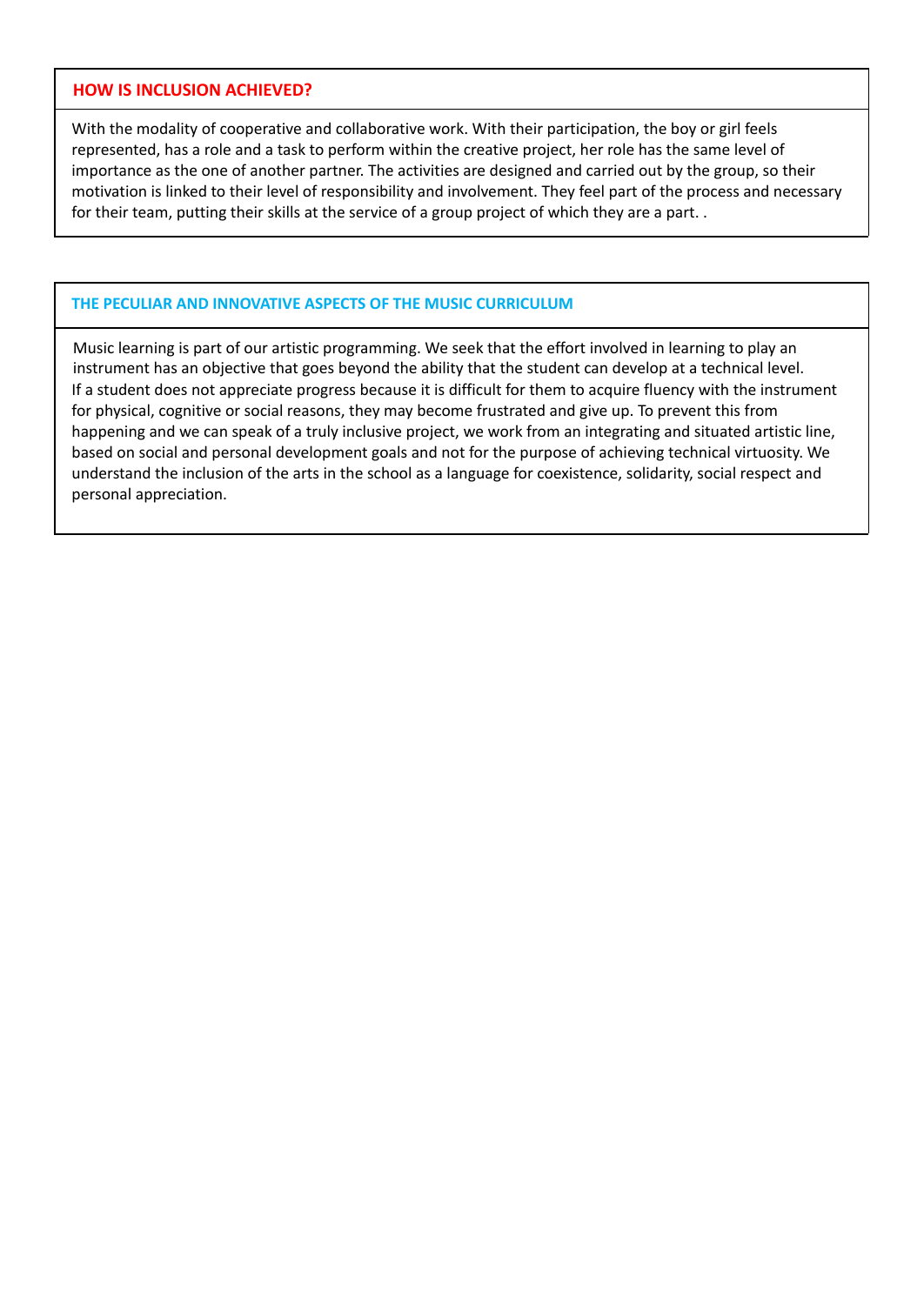## HOW IS INCLUSION ACHIEVED?

With the modality of cooperative and collaborative work. With their participation, the boy or girl feels represented, has a role and a task to perform within the creative project, her role has the same level of importance as the one of another partner. The activities are designed and carried out by the group, so their motivation is linked to their level of responsibility and involvement. They feel part of the process and necessary for their team, putting their skills at the service of a group project of which they are a part. .

## THE PECULIAR AND INNOVATIVE ASPECTS OF THE MUSIC CURRICULUM

Music learning is part of our artistic programming. We seek that the effort involved in learning to play an instrument has an objective that goes beyond the ability that the student can develop at a technical level. If a student does not appreciate progress because it is difficult for them to acquire fluency with the instrument for physical, cognitive or social reasons, they may become frustrated and give up. To prevent this from happening and we can speak of a truly inclusive project, we work from an integrating and situated artistic line, based on social and personal development goals and not for the purpose of achieving technical virtuosity. We understand the inclusion of the arts in the school as a language for coexistence, solidarity, social respect and personal appreciation.